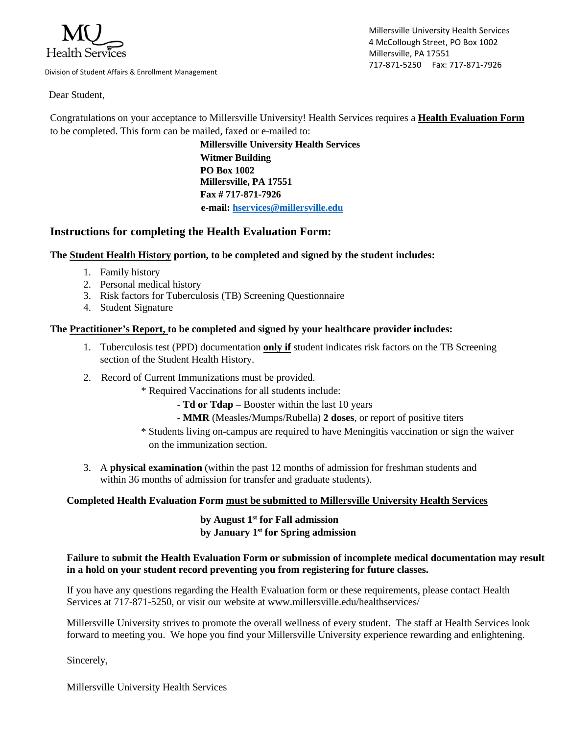MU Health Services

Division of Student Affairs & Enrollment Management

Millersville University Health Services
4 McCollough Street, PO Box 1002
Millersville, PA 17551
717-871-5250 Fax: 717-871-7926

Dear Student,

Congratulations on your acceptance to Millersville University! Health Services requires a **Health Evaluation Form** to be completed. This form can be mailed, faxed or e-mailed to:

**Millersville University Health Services**
**Witmer Building**
**PO Box 1002**
**Millersville, PA 17551**
**Fax # 717-871-7926**
**e-mail: hservices@millersville.edu**

## Instructions for completing the Health Evaluation Form:

**The Student Health History portion, to be completed and signed by the student includes:**

1. Family history
2. Personal medical history
3. Risk factors for Tuberculosis (TB) Screening Questionnaire
4. Student Signature

**The Practitioner's Report, to be completed and signed by your healthcare provider includes:**

1. Tuberculosis test (PPD) documentation **only if** student indicates risk factors on the TB Screening section of the Student Health History.
2. Record of Current Immunizations must be provided.
   * Required Vaccinations for all students include:
     - **Td or Tdap** – Booster within the last 10 years
     - **MMR** (Measles/Mumps/Rubella) **2 doses**, or report of positive titers
   * Students living on-campus are required to have Meningitis vaccination or sign the waiver on the immunization section.
3. A **physical examination** (within the past 12 months of admission for freshman students and within 36 months of admission for transfer and graduate students).

**Completed Health Evaluation Form must be submitted to Millersville University Health Services**

**by August 1st for Fall admission**
**by January 1st for Spring admission**

**Failure to submit the Health Evaluation Form or submission of incomplete medical documentation may result in a hold on your student record preventing you from registering for future classes.**

If you have any questions regarding the Health Evaluation form or these requirements, please contact Health Services at 717-871-5250, or visit our website at www.millersville.edu/healthservices/

Millersville University strives to promote the overall wellness of every student. The staff at Health Services look forward to meeting you. We hope you find your Millersville University experience rewarding and enlightening.

Sincerely,

Millersville University Health Services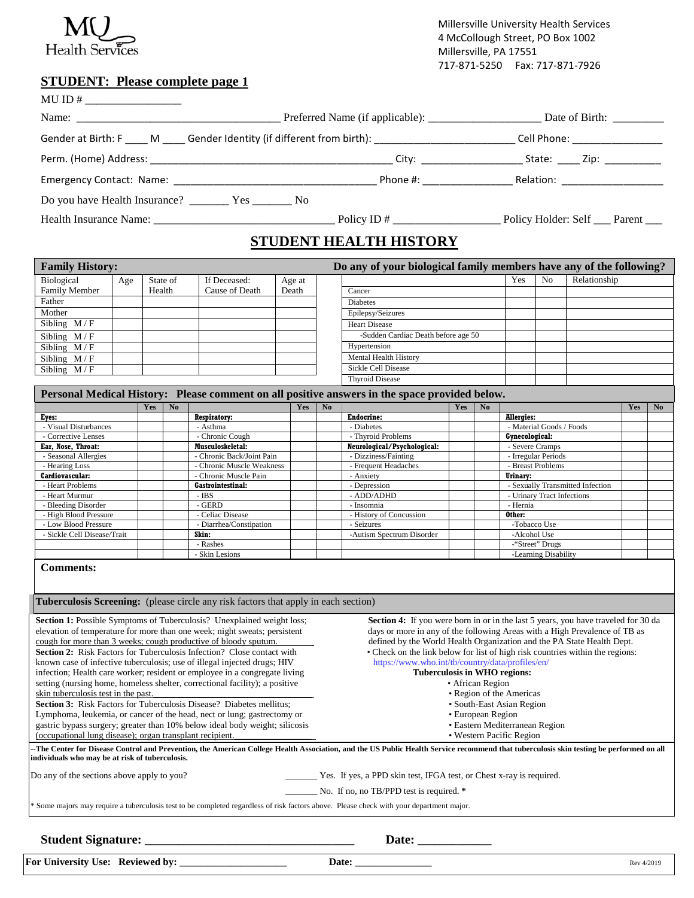MU Health Services

Millersville University Health Services
4 McCollough Street, PO Box 1002
Millersville, PA 17551
717-871-5250 Fax: 717-871-7926

## STUDENT: Please complete page 1

MU ID # ________________

Name: ____________________________________ Preferred Name (if applicable): ___________________ Date of Birth: _________

Gender at Birth: F ____ M ____ Gender Identity (if different from birth): ________________________ Cell Phone: ________________

Perm. (Home) Address: __________________________________________ City: _________________ State: ____ Zip: __________

Emergency Contact: Name: ___________________________________ Phone #: _______________ Relation: __________________

Do you have Health Insurance? _______ Yes _______ No

Health Insurance Name: _______________________________ Policy ID # __________________ Policy Holder: Self ___ Parent ___

# STUDENT HEALTH HISTORY

**Family History:**

| Biological Family Member | Age | State of Health | If Deceased: Cause of Death | Age at Death |
|---|---|---|---|---|
| Father | | | | |
| Mother | | | | |
| Sibling M / F | | | | |
| Sibling M / F | | | | |
| Sibling M / F | | | | |
| Sibling M / F | | | | |
| Sibling M / F | | | | |

**Do any of your biological family members have any of the following?**

| | Yes | No | Relationship |
|---|---|---|---|
| Cancer | | | |
| Diabetes | | | |
| Epilepsy/Seizures | | | |
| Heart Disease | | | |
| -Sudden Cardiac Death before age 50 | | | |
| Hypertension | | | |
| Mental Health History | | | |
| Sickle Cell Disease | | | |
| Thyroid Disease | | | |

**Personal Medical History: Please comment on all positive answers in the space provided below.**

| | Yes | No | | Yes | No | | Yes | No | | Yes | No |
|---|---|---|---|---|---|---|---|---|---|---|---|
| **Eyes:** | | | **Respiratory:** | | | **Endocrine:** | | | **Allergies:** | | |
| - Visual Disturbances | | | - Asthma | | | - Diabetes | | | - Material Goods / Foods | | |
| - Corrective Lenses | | | - Chronic Cough | | | - Thyroid Problems | | | **Gynecological:** | | |
| **Ear, Nose, Throat:** | | | **Musculoskeletal:** | | | **Neurological/Psychological:** | | | - Severe Cramps | | |
| - Seasonal Allergies | | | - Chronic Back/Joint Pain | | | - Dizziness/Fainting | | | - Irregular Periods | | |
| - Hearing Loss | | | - Chronic Muscle Weakness | | | - Frequent Headaches | | | - Breast Problems | | |
| **Cardiovascular:** | | | - Chronic Muscle Pain | | | - Anxiety | | | **Urinary:** | | |
| - Heart Problems | | | **Gastrointestinal:** | | | - Depression | | | - Sexually Transmitted Infection | | |
| - Heart Murmur | | | - IBS | | | - ADD/ADHD | | | - Urinary Tract Infections | | |
| - Bleeding Disorder | | | - GERD | | | - Insomnia | | | - Hernia | | |
| - High Blood Pressure | | | - Celiac Disease | | | - History of Concussion | | | **Other:** | | |
| - Low Blood Pressure | | | - Diarrhea/Constipation | | | - Seizures | | | -Tobacco Use | | |
| - Sickle Cell Disease/Trait | | | **Skin:** | | | -Autism Spectrum Disorder | | | -Alcohol Use | | |
| | | | - Rashes | | | | | | -"Street" Drugs | | |
| | | | - Skin Lesions | | | | | | -Learning Disability | | |

**Comments:**

**Tuberculosis Screening:** (please circle any risk factors that apply in each section)

**Section 1:** Possible Symptoms of Tuberculosis? Unexplained weight loss; elevation of temperature for more than one week; night sweats; persistent cough for more than 3 weeks; cough productive of bloody sputum.

**Section 2:** Risk Factors for Tuberculosis Infection? Close contact with known case of infective tuberculosis; use of illegal injected drugs; HIV infection; Health care worker; resident or employee in a congregate living setting (nursing home, homeless shelter, correctional facility); a positive skin tuberculosis test in the past.

**Section 3:** Risk Factors for Tuberculosis Disease? Diabetes mellitus; Lymphoma, leukemia, or cancer of the head, nect or lung; gastrectomy or gastric bypass surgery; greater than 10% below ideal body weight; silicosis (occupational lung disease); organ transplant recipient.

**Section 4:** If you were born in or in the last 5 years, you have traveled for 30 da days or more in any of the following Areas with a High Prevalence of TB as defined by the World Health Organization and the PA State Health Dept.

- Check on the link below for list of high risk countries within the regions: https://www.who.int/tb/country/data/profiles/en/

**Tuberculosis in WHO regions:**

- African Region
- Region of the Americas
- South-East Asian Region
- European Region
- Eastern Mediterranean Region
- Western Pacific Region

**--The Center for Disease Control and Prevention, the American College Health Association, and the US Public Health Service recommend that tuberculosis skin testing be performed on all individuals who may be at risk of tuberculosis.**

Do any of the sections above apply to you? _______ Yes. If yes, a PPD skin test, IFGA test, or Chest x-ray is required.

_______ No. If no, no TB/PPD test is required. *

* Some majors may require a tuberculosis test to be completed regardless of risk factors above. Please check with your department major.

**Student Signature:** _________________________________ **Date:** ____________

**For University Use: Reviewed by:** ____________________ **Date:** ______________

Rev 4/2019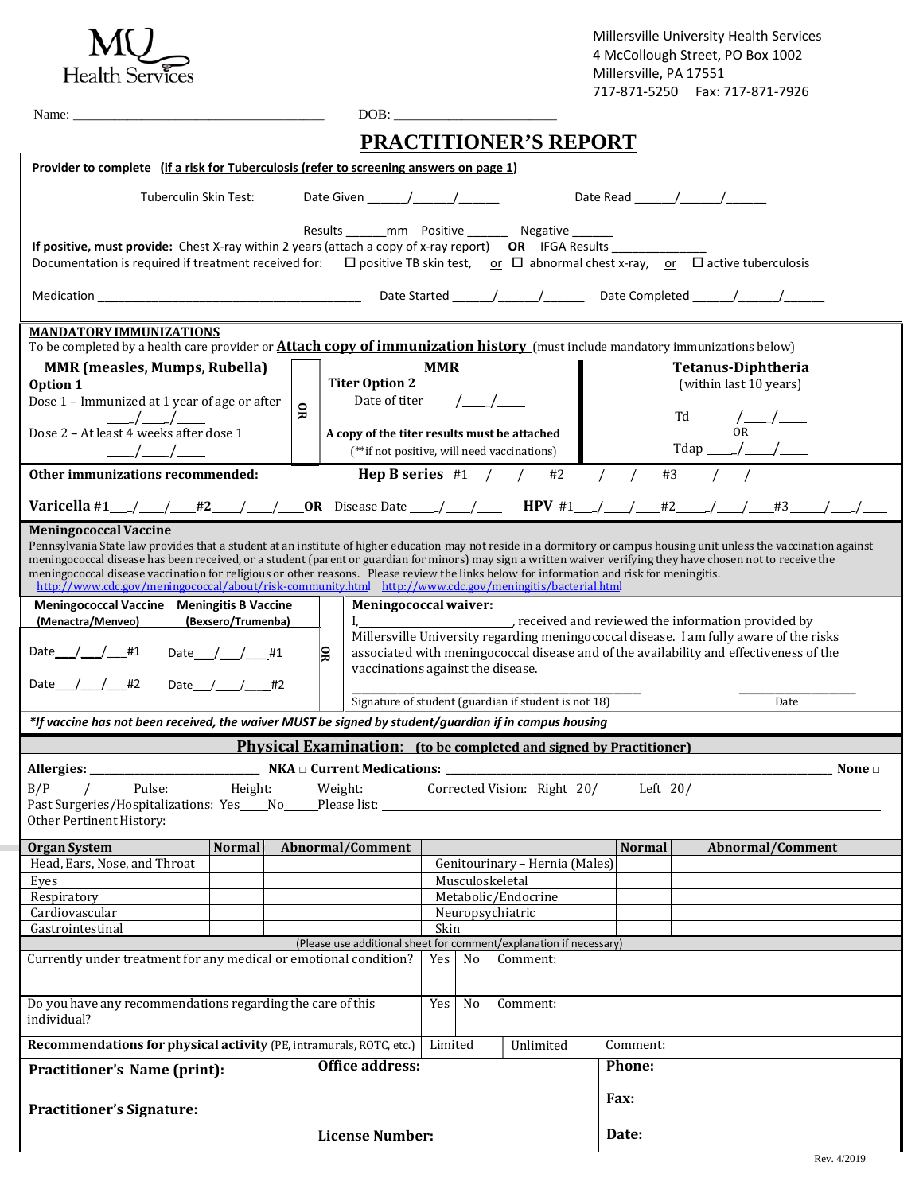MU Health Services

Millersville University Health Services
4 McCollough Street, PO Box 1002
Millersville, PA 17551
717-871-5250 Fax: 717-871-7926

Name: ______________________________________ DOB: ________________________

# PRACTITIONER'S REPORT

**Provider to complete** (if a risk for Tuberculosis (refer to screening answers on page 1))

Tuberculin Skin Test: Date Given ______/______/______ Date Read ______/______/______

Results ______mm Positive ______ Negative ______

**If positive, must provide:** Chest X-ray within 2 years (attach a copy of x-ray report) **OR** IFGA Results ______________

Documentation is required if treatment received for: ☐ positive TB skin test, or ☐ abnormal chest x-ray, or ☐ active tuberculosis

Medication ________________________________________ Date Started ______/______/______ Date Completed ______/______/______

## MANDATORY IMMUNIZATIONS

To be completed by a health care provider or **Attach copy of immunization history** (must include mandatory immunizations below)

| **MMR (measles, Mumps, Rubella)** | | **MMR** | **Tetanus-Diphtheria** (within last 10 years) |
|---|---|---|---|
| **Option 1**<br>Dose 1 – Immunized at 1 year of age or after ____/____/____<br>Dose 2 – At least 4 weeks after dose 1 ____/____/____ | **OR** | **Titer Option 2**<br>Date of titer____/____/____<br>**A copy of the titer results must be attached**<br>(**if not positive, will need vaccinations) | Td ____/____/____<br>OR<br>Tdap ____/____/____ |

**Other immunizations recommended:** **Hep B series** #1___/___/___#2_____/___/___#3_____/___/____

**Varicella** #1___/___/___#2____/____/____**OR** Disease Date ____/____/____ **HPV** #1___/____/____#2_____/____/____#3_____/____/____

**Meningococcal Vaccine**

Pennsylvania State law provides that a student at an institute of higher education may not reside in a dormitory or campus housing unit unless the vaccination against meningococcal disease has been received, or a student (parent or guardian for minors) may sign a written waiver verifying they have chosen not to receive the meningococcal disease vaccination for religious or other reasons. Please review the links below for information and risk for meningitis.

http://www.cdc.gov/meningococcal/about/risk-community.html http://www.cdc.gov/meningitis/bacterial.html

| **Meningococcal Vaccine** (Menactra/Menveo) | **Meningitis B Vaccine** (Bexsero/Trumenba) | | **Meningococcal waiver:** |
|---|---|---|---|
| Date___/___/___#1<br>Date___/___/___#2 | Date___/___/___#1<br>Date___/___/___#2 | **OR** | I,______________________, received and reviewed the information provided by Millersville University regarding meningococcal disease. I am fully aware of the risks associated with meningococcal disease and of the availability and effectiveness of the vaccinations against the disease.<br>______________________________ Signature of student (guardian if student is not 18) ______________ Date |

***If vaccine has not been received, the waiver MUST be signed by student/guardian if in campus housing***

## Physical Examination: (to be completed and signed by Practitioner)

**Allergies:** ___________________________ **NKA** □ **Current Medications:** ______________________________________________ **None** □

B/P_____/_____ Pulse:_______ Height:_______Weight:_________Corrected Vision: Right 20/______Left 20/______

Past Surgeries/Hospitalizations: Yes____No_____Please list: ______________________________________________

Other Pertinent History:______________________________________________________________________________

| Organ System | Normal | Abnormal/Comment | | Normal | Abnormal/Comment |
|---|---|---|---|---|---|
| Head, Ears, Nose, and Throat | | | Genitourinary – Hernia (Males) | | |
| Eyes | | | Musculoskeletal | | |
| Respiratory | | | Metabolic/Endocrine | | |
| Cardiovascular | | | Neuropsychiatric | | |
| Gastrointestinal | | | Skin | | |

(Please use additional sheet for comment/explanation if necessary)

| | | | |
|---|---|---|---|
| Currently under treatment for any medical or emotional condition? | Yes | No | Comment: |
| Do you have any recommendations regarding the care of this individual? | Yes | No | Comment: |
| **Recommendations for physical activity** (PE, intramurals, ROTC, etc.) | Limited | Unlimited | Comment: |

| | | |
|---|---|---|
| **Practitioner's Name (print):** | **Office address:** | **Phone:** |
| **Practitioner's Signature:** | | **Fax:** |
| | **License Number:** | **Date:** |

Rev. 4/2019